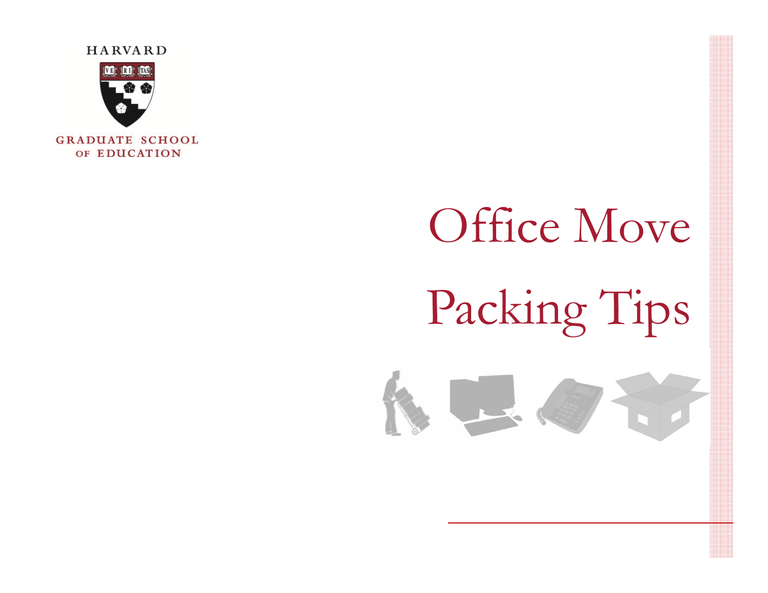HARVARD

GRADUATE SCHOOL OF EDUCATION

# Office Move

# Packing Tips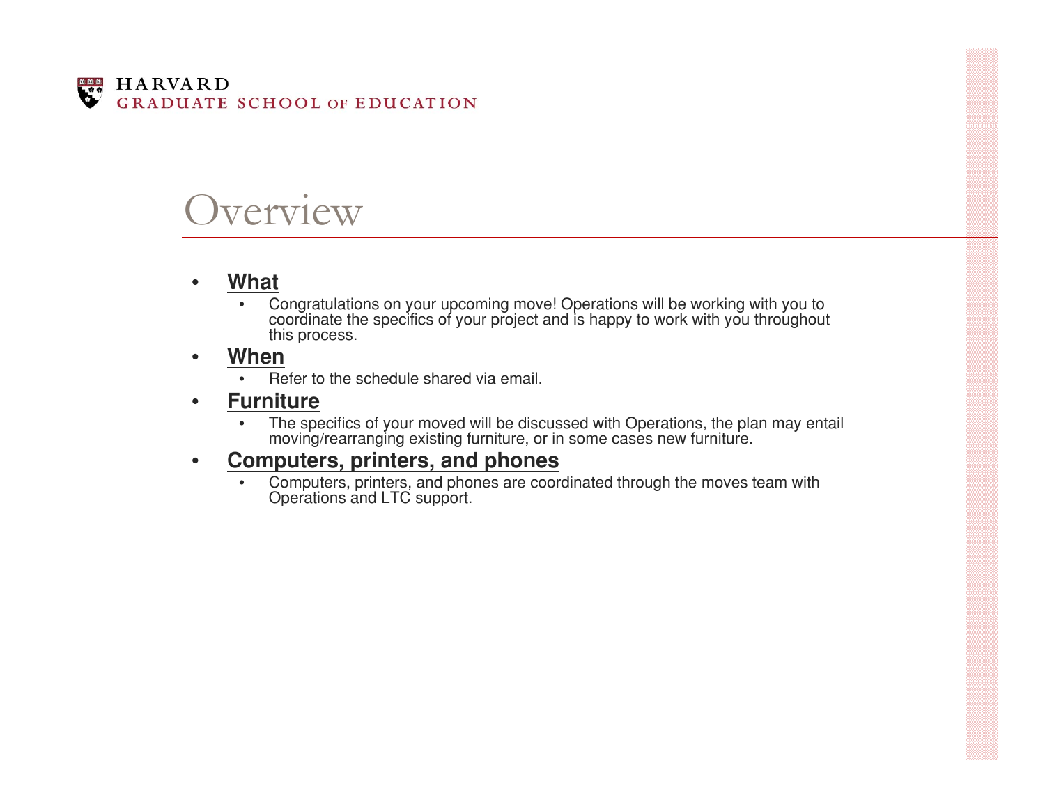# Overview

- **What**
  - Congratulations on your upcoming move! Operations will be working with you to coordinate the specifics of your project and is happy to work with you throughout this process.
- **When**
  - Refer to the schedule shared via email.
- **Furniture**
  - The specifics of your moved will be discussed with Operations, the plan may entail moving/rearranging existing furniture, or in some cases new furniture.
- **Computers, printers, and phones**
  - Computers, printers, and phones are coordinated through the moves team with Operations and LTC support.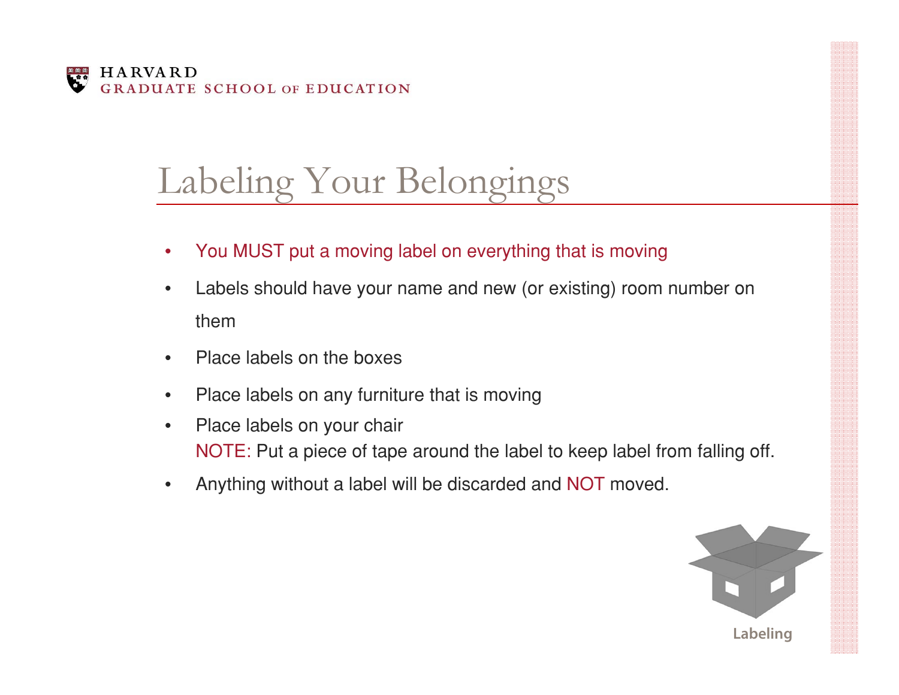# Labeling Your Belongings

- You MUST put a moving label on everything that is moving
- Labels should have your name and new (or existing) room number on them
- Place labels on the boxes
- Place labels on any furniture that is moving
- Place labels on your chair
  NOTE: Put a piece of tape around the label to keep label from falling off.
- Anything without a label will be discarded and NOT moved.

Labeling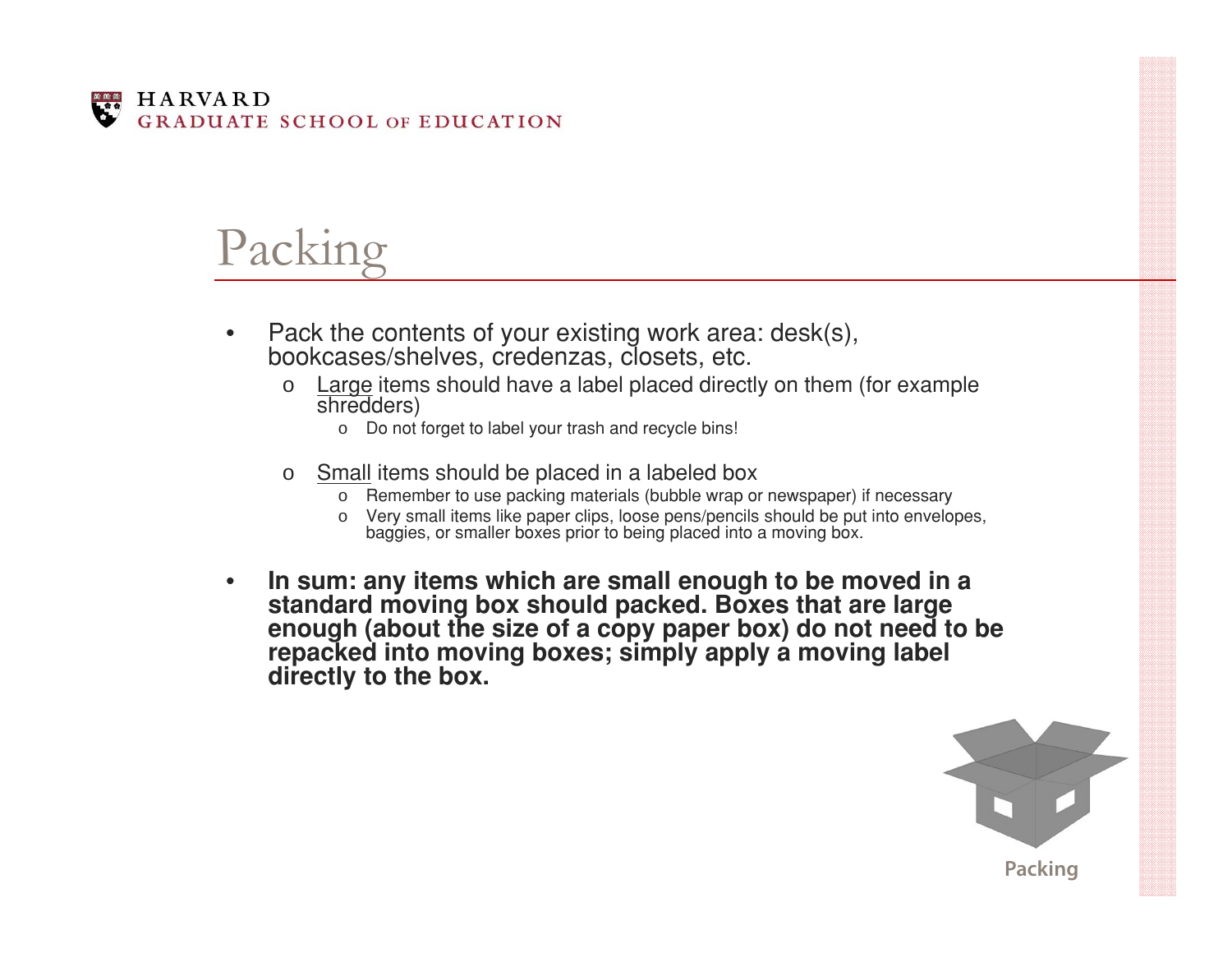# Packing

- Pack the contents of your existing work area: desk(s), bookcases/shelves, credenzas, closets, etc.
  - Large items should have a label placed directly on them (for example shredders)
    - Do not forget to label your trash and recycle bins!
  - Small items should be placed in a labeled box
    - Remember to use packing materials (bubble wrap or newspaper) if necessary
    - Very small items like paper clips, loose pens/pencils should be put into envelopes, baggies, or smaller boxes prior to being placed into a moving box.
- **In sum: any items which are small enough to be moved in a standard moving box should packed. Boxes that are large enough (about the size of a copy paper box) do not need to be repacked into moving boxes; simply apply a moving label directly to the box.**

Packing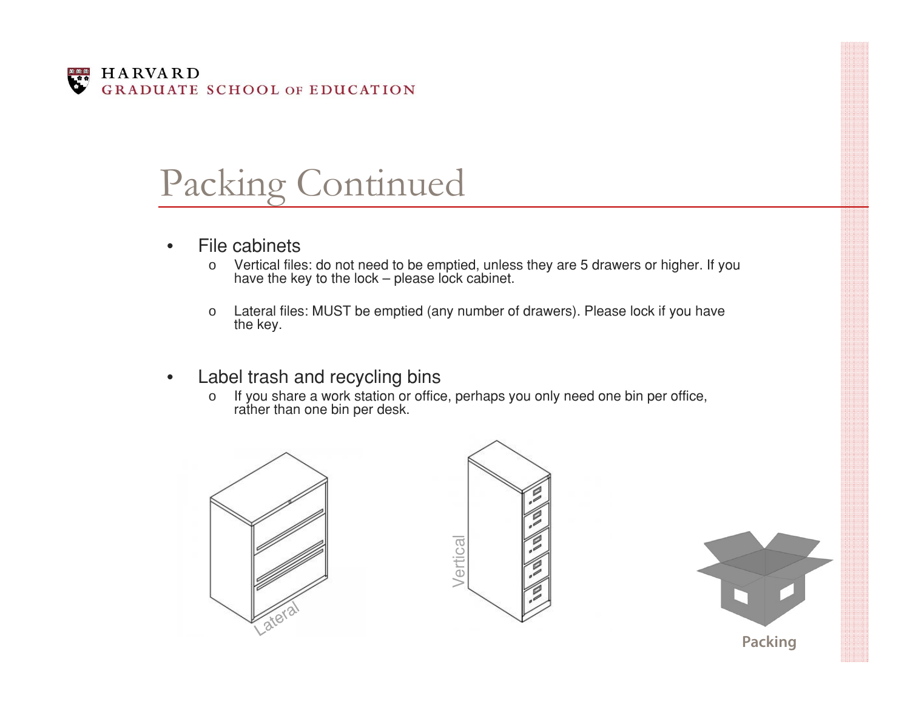# Packing Continued

- File cabinets
  - Vertical files: do not need to be emptied, unless they are 5 drawers or higher. If you have the key to the lock – please lock cabinet.
  - Lateral files: MUST be emptied (any number of drawers). Please lock if you have the key.

- Label trash and recycling bins
  - If you share a work station or office, perhaps you only need one bin per office, rather than one bin per desk.

Lateral

Vertical

Packing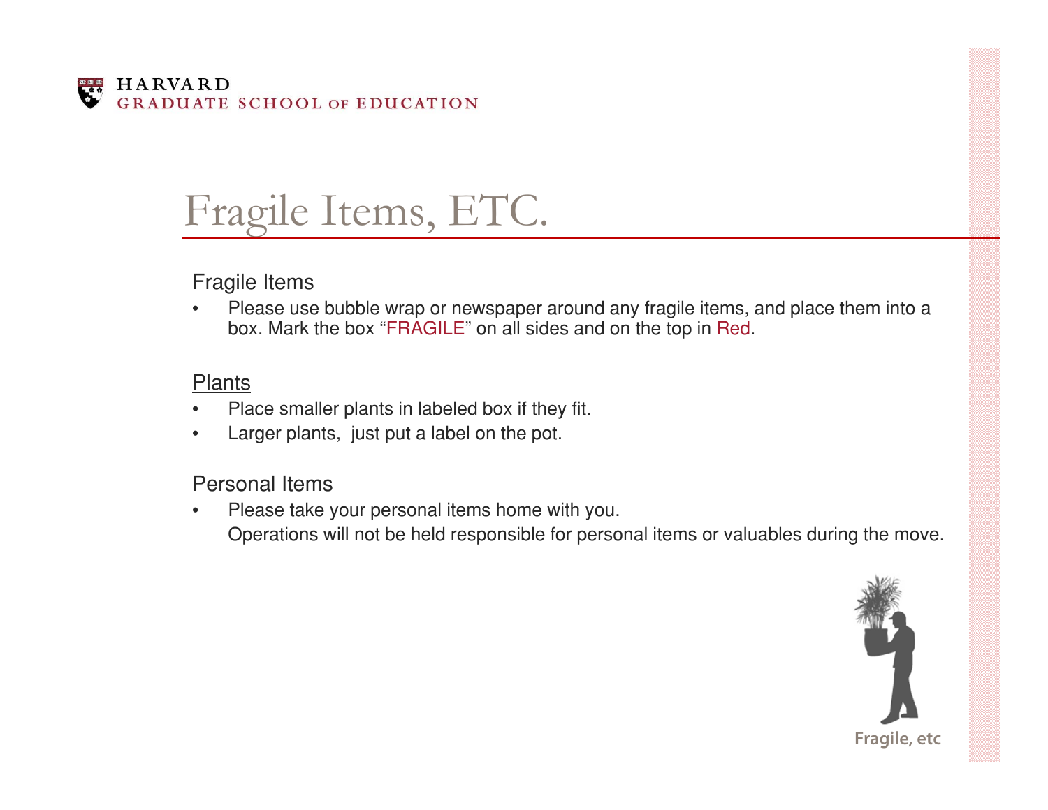# Fragile Items, ETC.

## Fragile Items

- Please use bubble wrap or newspaper around any fragile items, and place them into a box. Mark the box "FRAGILE" on all sides and on the top in Red.

## Plants

- Place smaller plants in labeled box if they fit.
- Larger plants, just put a label on the pot.

## Personal Items

- Please take your personal items home with you.
  Operations will not be held responsible for personal items or valuables during the move.

Fragile, etc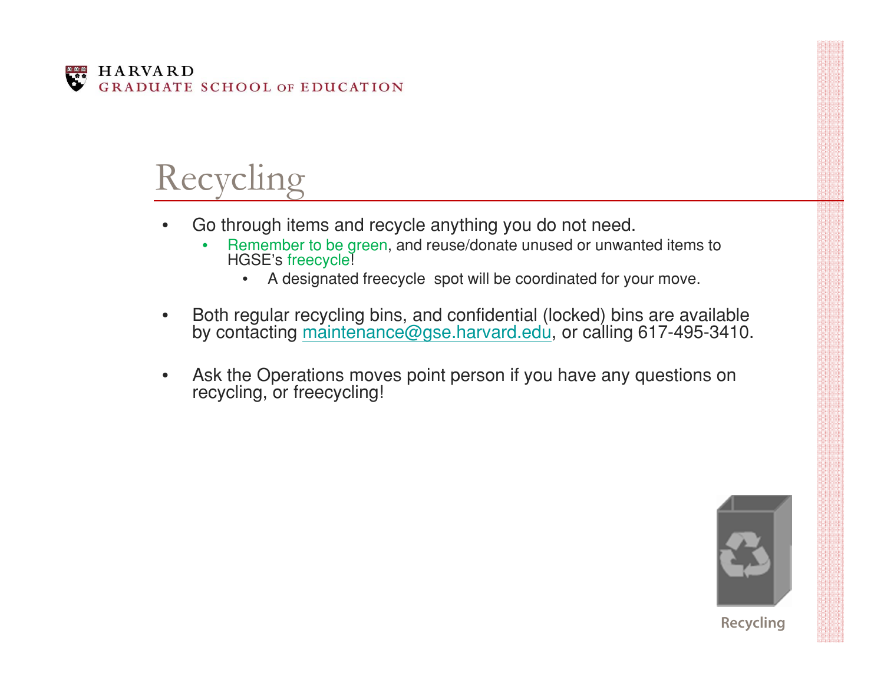# Recycling

- Go through items and recycle anything you do not need.
  - Remember to be green, and reuse/donate unused or unwanted items to HGSE's freecycle!
    - A designated freecycle spot will be coordinated for your move.
- Both regular recycling bins, and confidential (locked) bins are available by contacting maintenance@gse.harvard.edu, or calling 617-495-3410.
- Ask the Operations moves point person if you have any questions on recycling, or freecycling!

Recycling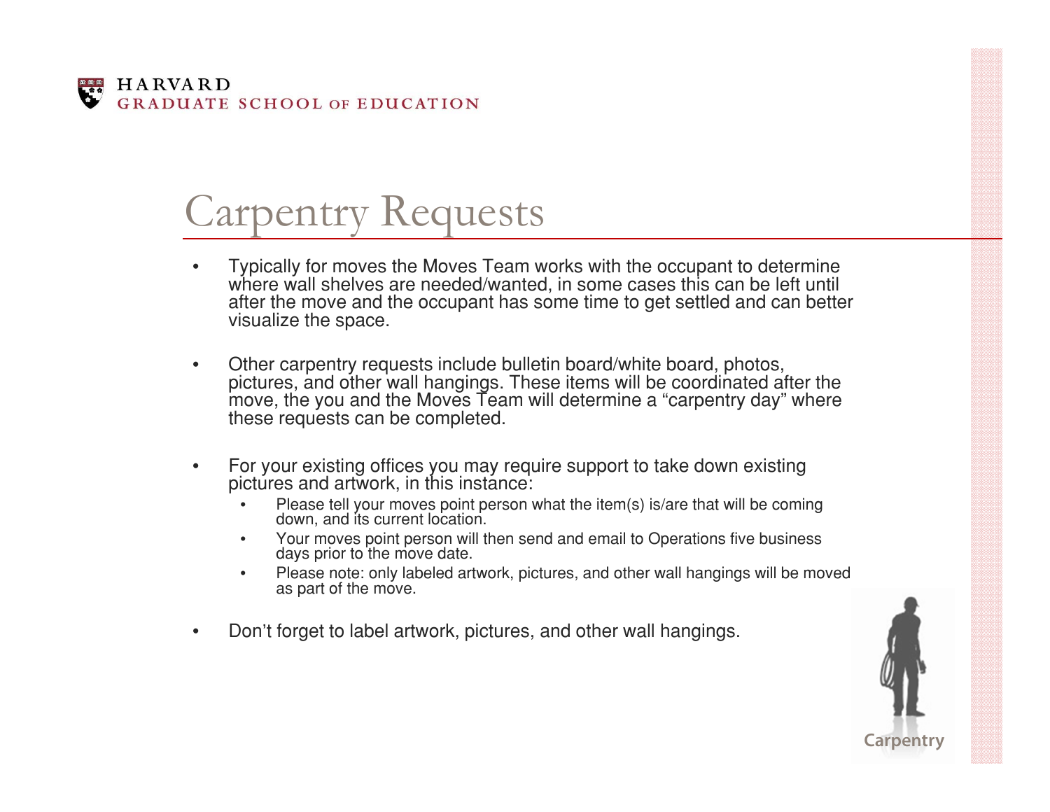# Carpentry Requests

- Typically for moves the Moves Team works with the occupant to determine where wall shelves are needed/wanted, in some cases this can be left until after the move and the occupant has some time to get settled and can better visualize the space.

- Other carpentry requests include bulletin board/white board, photos, pictures, and other wall hangings. These items will be coordinated after the move, the you and the Moves Team will determine a "carpentry day" where these requests can be completed.

- For your existing offices you may require support to take down existing pictures and artwork, in this instance:
  - Please tell your moves point person what the item(s) is/are that will be coming down, and its current location.
  - Your moves point person will then send and email to Operations five business days prior to the move date.
  - Please note: only labeled artwork, pictures, and other wall hangings will be moved as part of the move.

- Don't forget to label artwork, pictures, and other wall hangings.

Carpentry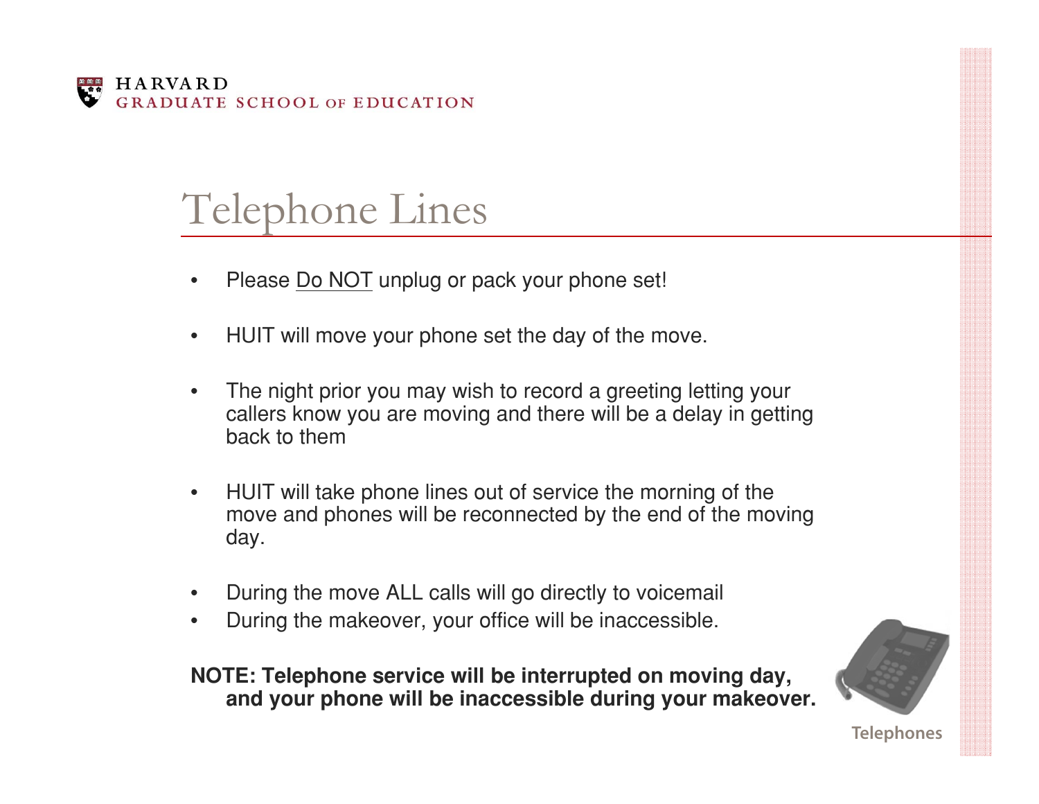# Telephone Lines

- Please Do NOT unplug or pack your phone set!
- HUIT will move your phone set the day of the move.
- The night prior you may wish to record a greeting letting your callers know you are moving and there will be a delay in getting back to them
- HUIT will take phone lines out of service the morning of the move and phones will be reconnected by the end of the moving day.
- During the move ALL calls will go directly to voicemail
- During the makeover, your office will be inaccessible.

**NOTE: Telephone service will be interrupted on moving day, and your phone will be inaccessible during your makeover.**

Telephones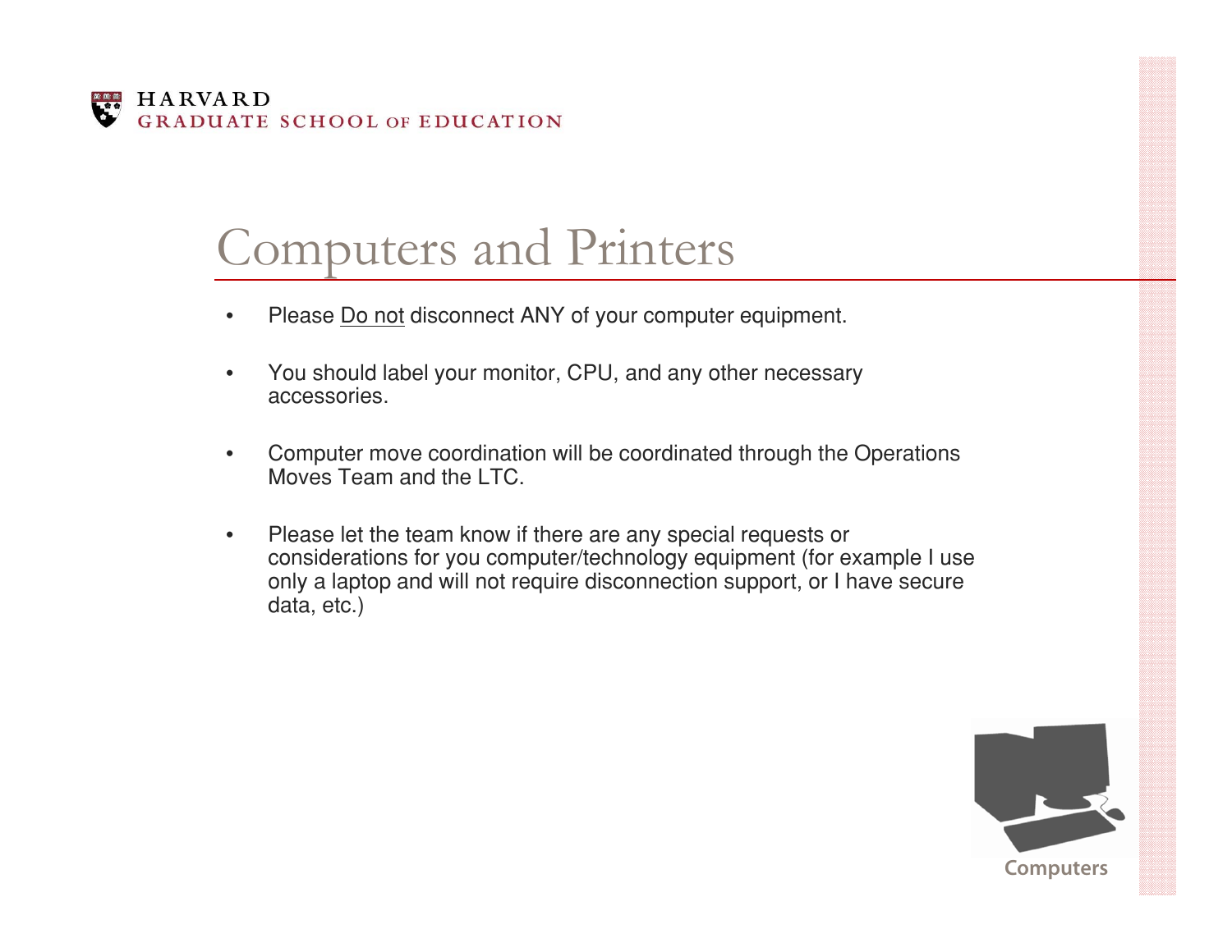# Computers and Printers

- Please Do not disconnect ANY of your computer equipment.
- You should label your monitor, CPU, and any other necessary accessories.
- Computer move coordination will be coordinated through the Operations Moves Team and the LTC.
- Please let the team know if there are any special requests or considerations for you computer/technology equipment (for example I use only a laptop and will not require disconnection support, or I have secure data, etc.)

Computers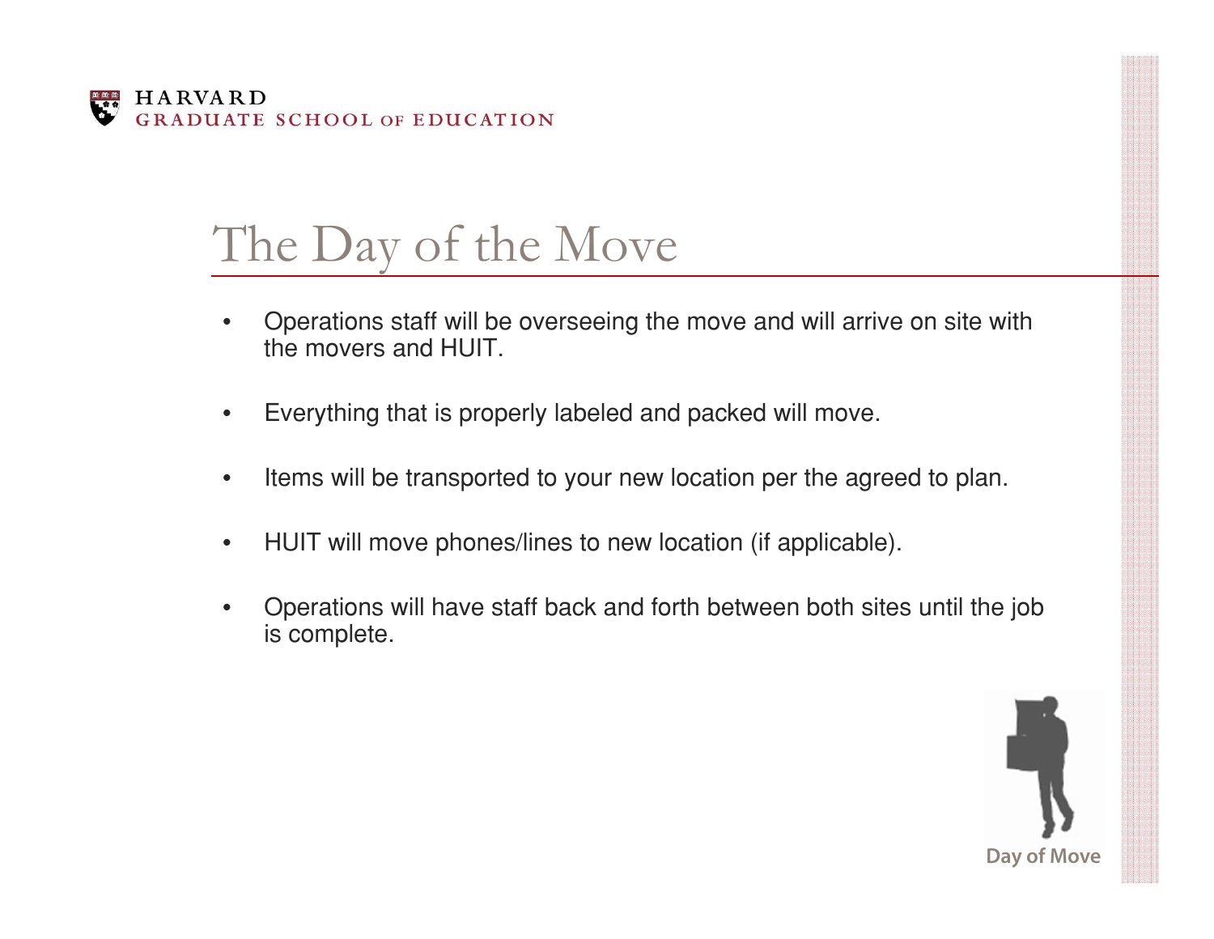# The Day of the Move

- Operations staff will be overseeing the move and will arrive on site with the movers and HUIT.
- Everything that is properly labeled and packed will move.
- Items will be transported to your new location per the agreed to plan.
- HUIT will move phones/lines to new location (if applicable).
- Operations will have staff back and forth between both sites until the job is complete.

Day of Move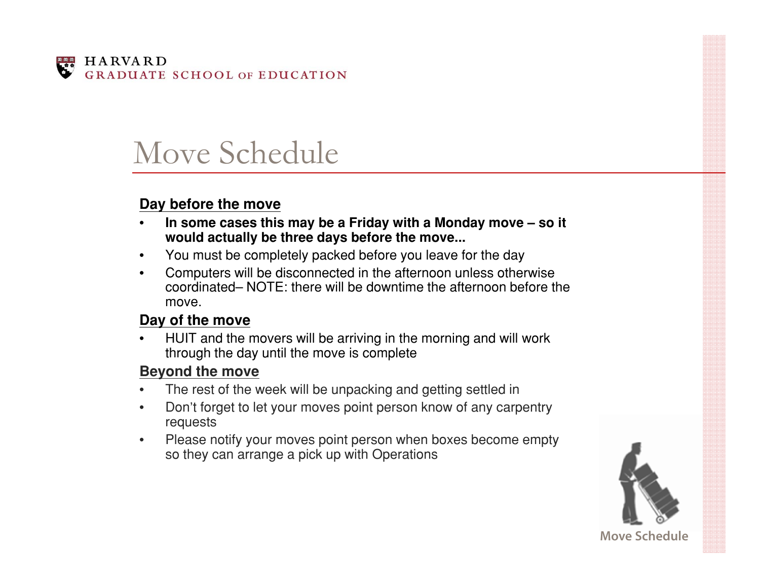# Move Schedule

**Day before the move**

- **In some cases this may be a Friday with a Monday move – so it would actually be three days before the move...**
- You must be completely packed before you leave for the day
- Computers will be disconnected in the afternoon unless otherwise coordinated– NOTE: there will be downtime the afternoon before the move.

**Day of the move**

- HUIT and the movers will be arriving in the morning and will work through the day until the move is complete

**Beyond the move**

- The rest of the week will be unpacking and getting settled in
- Don't forget to let your moves point person know of any carpentry requests
- Please notify your moves point person when boxes become empty so they can arrange a pick up with Operations

Move Schedule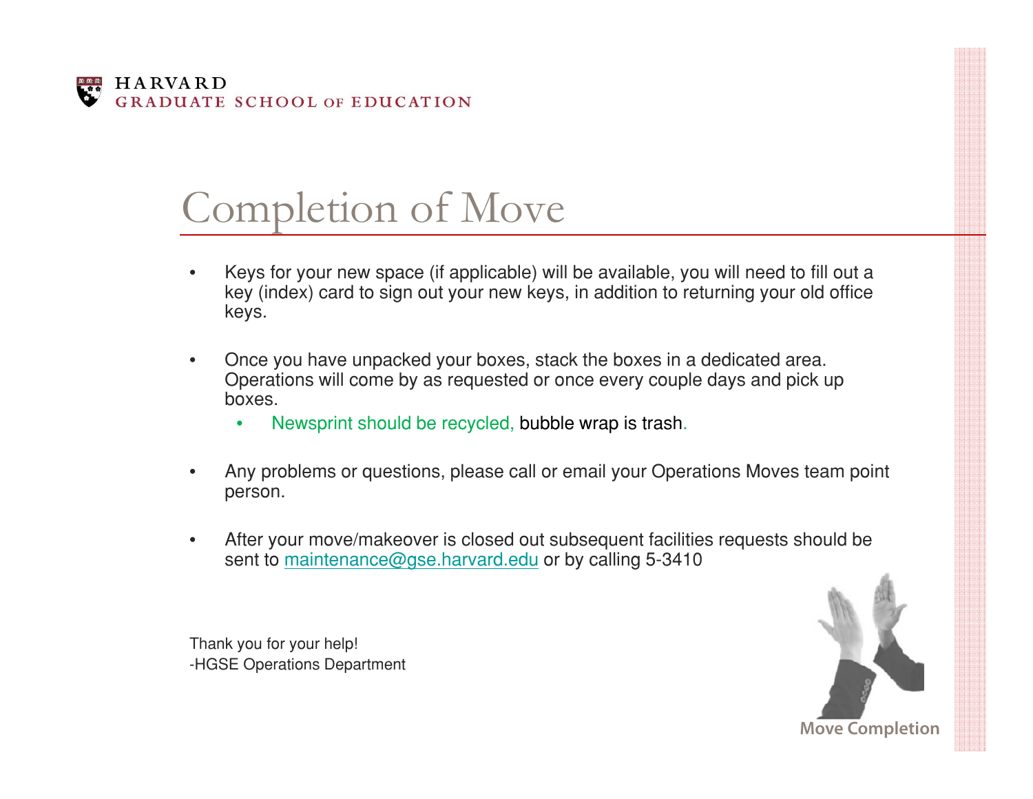HARVARD
GRADUATE SCHOOL OF EDUCATION

# Completion of Move

- Keys for your new space (if applicable) will be available, you will need to fill out a key (index) card to sign out your new keys, in addition to returning your old office keys.
- Once you have unpacked your boxes, stack the boxes in a dedicated area. Operations will come by as requested or once every couple days and pick up boxes.
  - Newsprint should be recycled, bubble wrap is trash.
- Any problems or questions, please call or email your Operations Moves team point person.
- After your move/makeover is closed out subsequent facilities requests should be sent to maintenance@gse.harvard.edu or by calling 5-3410

Thank you for your help!
-HGSE Operations Department

Move Completion